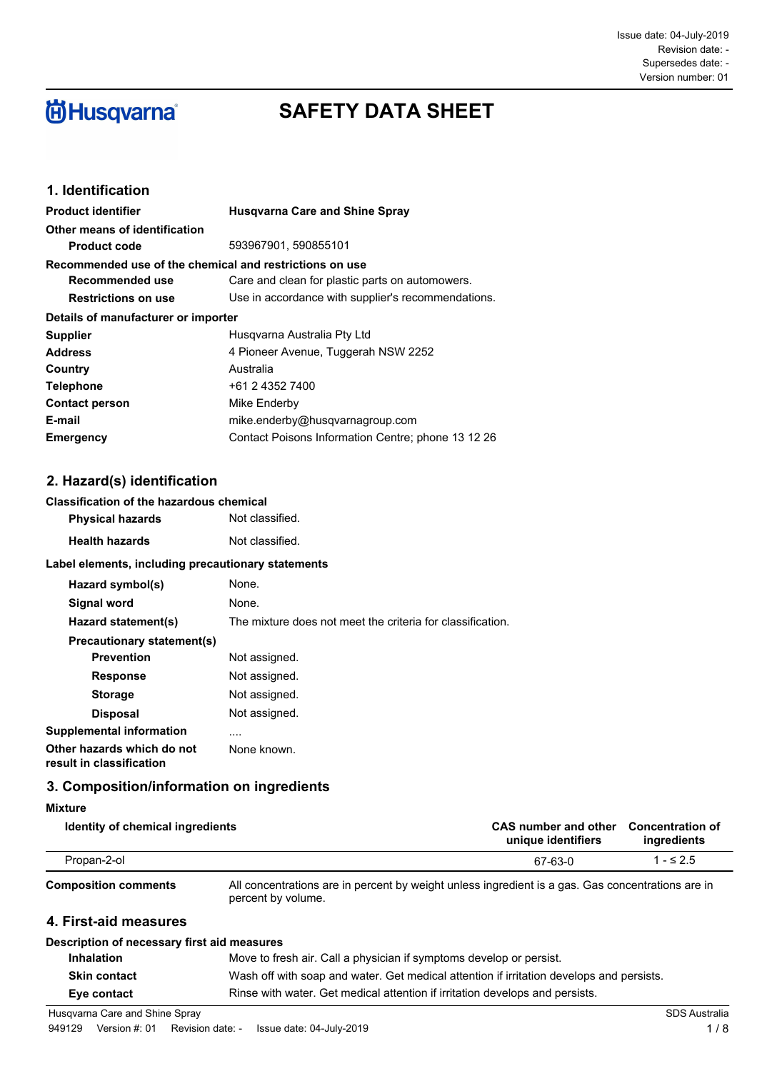Issue date: 04-July-2019
Revision date: -
Supersedes date: -
Version number: 01

Husqvarna

# SAFETY DATA SHEET

## 1. Identification

| | |
|---|---|
| **Product identifier** | **Husqvarna Care and Shine Spray** |
| **Other means of identification** | |
| **Product code** | 593967901, 590855101 |
| **Recommended use of the chemical and restrictions on use** | |
| **Recommended use** | Care and clean for plastic parts on automowers. |
| **Restrictions on use** | Use in accordance with supplier's recommendations. |
| **Details of manufacturer or importer** | |
| **Supplier** | Husqvarna Australia Pty Ltd |
| **Address** | 4 Pioneer Avenue, Tuggerah NSW 2252 |
| **Country** | Australia |
| **Telephone** | +61 2 4352 7400 |
| **Contact person** | Mike Enderby |
| **E-mail** | mike.enderby@husqvarnagroup.com |
| **Emergency** | Contact Poisons Information Centre; phone 13 12 26 |

## 2. Hazard(s) identification

**Classification of the hazardous chemical**

| | |
|---|---|
| **Physical hazards** | Not classified. |
| **Health hazards** | Not classified. |

**Label elements, including precautionary statements**

| | |
|---|---|
| **Hazard symbol(s)** | None. |
| **Signal word** | None. |
| **Hazard statement(s)** | The mixture does not meet the criteria for classification. |
| **Precautionary statement(s)** | |
| **Prevention** | Not assigned. |
| **Response** | Not assigned. |
| **Storage** | Not assigned. |
| **Disposal** | Not assigned. |
| **Supplemental information** | .... |
| **Other hazards which do not result in classification** | None known. |

## 3. Composition/information on ingredients

**Mixture**

| Identity of chemical ingredients | CAS number and other unique identifiers | Concentration of ingredients |
|---|---|---|
| Propan-2-ol | 67-63-0 | 1 - ≤ 2.5 |

**Composition comments** All concentrations are in percent by weight unless ingredient is a gas. Gas concentrations are in percent by volume.

## 4. First-aid measures

**Description of necessary first aid measures**

| | |
|---|---|
| **Inhalation** | Move to fresh air. Call a physician if symptoms develop or persist. |
| **Skin contact** | Wash off with soap and water. Get medical attention if irritation develops and persists. |
| **Eye contact** | Rinse with water. Get medical attention if irritation develops and persists. |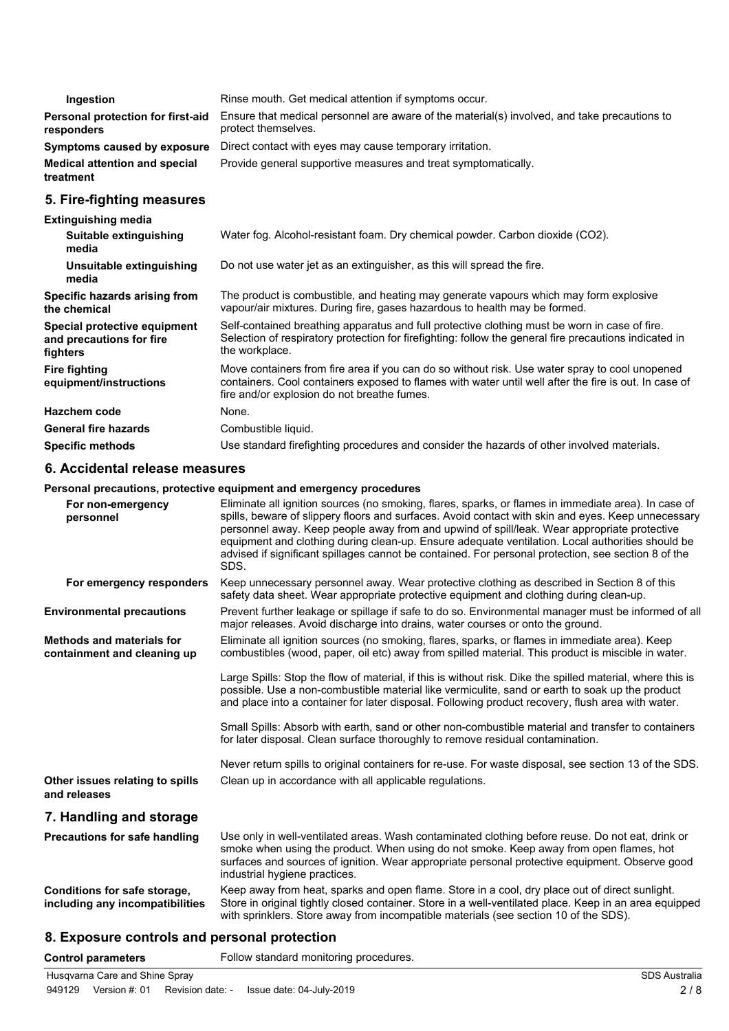| | |
|---|---|
| **Ingestion** | Rinse mouth. Get medical attention if symptoms occur. |
| **Personal protection for first-aid responders** | Ensure that medical personnel are aware of the material(s) involved, and take precautions to protect themselves. |
| **Symptoms caused by exposure** | Direct contact with eyes may cause temporary irritation. |
| **Medical attention and special treatment** | Provide general supportive measures and treat symptomatically. |

## 5. Fire-fighting measures

| | |
|---|---|
| **Extinguishing media** | |
| **Suitable extinguishing media** | Water fog. Alcohol-resistant foam. Dry chemical powder. Carbon dioxide ($CO_2$). |
| **Unsuitable extinguishing media** | Do not use water jet as an extinguisher, as this will spread the fire. |
| **Specific hazards arising from the chemical** | The product is combustible, and heating may generate vapours which may form explosive vapour/air mixtures. During fire, gases hazardous to health may be formed. |
| **Special protective equipment and precautions for fire fighters** | Self-contained breathing apparatus and full protective clothing must be worn in case of fire. Selection of respiratory protection for firefighting: follow the general fire precautions indicated in the workplace. |
| **Fire fighting equipment/instructions** | Move containers from fire area if you can do so without risk. Use water spray to cool unopened containers. Cool containers exposed to flames with water until well after the fire is out. In case of fire and/or explosion do not breathe fumes. |
| **Hazchem code** | None. |
| **General fire hazards** | Combustible liquid. |
| **Specific methods** | Use standard firefighting procedures and consider the hazards of other involved materials. |

## 6. Accidental release measures

**Personal precautions, protective equipment and emergency procedures**

| | |
|---|---|
| **For non-emergency personnel** | Eliminate all ignition sources (no smoking, flares, sparks, or flames in immediate area). In case of spills, beware of slippery floors and surfaces. Avoid contact with skin and eyes. Keep unnecessary personnel away. Keep people away from and upwind of spill/leak. Wear appropriate protective equipment and clothing during clean-up. Ensure adequate ventilation. Local authorities should be advised if significant spillages cannot be contained. For personal protection, see section 8 of the SDS. |
| **For emergency responders** | Keep unnecessary personnel away. Wear protective clothing as described in Section 8 of this safety data sheet. Wear appropriate protective equipment and clothing during clean-up. |
| **Environmental precautions** | Prevent further leakage or spillage if safe to do so. Environmental manager must be informed of all major releases. Avoid discharge into drains, water courses or onto the ground. |
| **Methods and materials for containment and cleaning up** | Eliminate all ignition sources (no smoking, flares, sparks, or flames in immediate area). Keep combustibles (wood, paper, oil etc) away from spilled material. This product is miscible in water.<br><br>Large Spills: Stop the flow of material, if this is without risk. Dike the spilled material, where this is possible. Use a non-combustible material like vermiculite, sand or earth to soak up the product and place into a container for later disposal. Following product recovery, flush area with water.<br><br>Small Spills: Absorb with earth, sand or other non-combustible material and transfer to containers for later disposal. Clean surface thoroughly to remove residual contamination.<br><br>Never return spills to original containers for re-use. For waste disposal, see section 13 of the SDS. |
| **Other issues relating to spills and releases** | Clean up in accordance with all applicable regulations. |

## 7. Handling and storage

| | |
|---|---|
| **Precautions for safe handling** | Use only in well-ventilated areas. Wash contaminated clothing before reuse. Do not eat, drink or smoke when using the product. When using do not smoke. Keep away from open flames, hot surfaces and sources of ignition. Wear appropriate personal protective equipment. Observe good industrial hygiene practices. |
| **Conditions for safe storage, including any incompatibilities** | Keep away from heat, sparks and open flame. Store in a cool, dry place out of direct sunlight. Store in original tightly closed container. Store in a well-ventilated place. Keep in an area equipped with sprinklers. Store away from incompatible materials (see section 10 of the SDS). |

## 8. Exposure controls and personal protection

| | |
|---|---|
| **Control parameters** | Follow standard monitoring procedures. |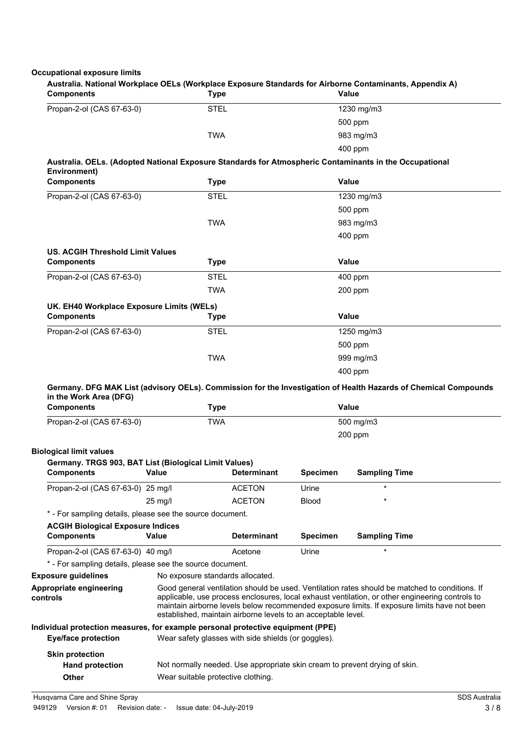**Occupational exposure limits**

**Australia. National Workplace OELs (Workplace Exposure Standards for Airborne Contaminants, Appendix A)**

| Components | Type | Value |
|---|---|---|
| Propan-2-ol (CAS 67-63-0) | STEL | 1230 mg/m3 |
| | | 500 ppm |
| | TWA | 983 mg/m3 |
| | | 400 ppm |

**Australia. OELs. (Adopted National Exposure Standards for Atmospheric Contaminants in the Occupational Environment)**

| Components | Type | Value |
|---|---|---|
| Propan-2-ol (CAS 67-63-0) | STEL | 1230 mg/m3 |
| | | 500 ppm |
| | TWA | 983 mg/m3 |
| | | 400 ppm |

**US. ACGIH Threshold Limit Values**

| Components | Type | Value |
|---|---|---|
| Propan-2-ol (CAS 67-63-0) | STEL | 400 ppm |
| | TWA | 200 ppm |

**UK. EH40 Workplace Exposure Limits (WELs)**

| Components | Type | Value |
|---|---|---|
| Propan-2-ol (CAS 67-63-0) | STEL | 1250 mg/m3 |
| | | 500 ppm |
| | TWA | 999 mg/m3 |
| | | 400 ppm |

**Germany. DFG MAK List (advisory OELs). Commission for the Investigation of Health Hazards of Chemical Compounds in the Work Area (DFG)**

| Components | Type | Value |
|---|---|---|
| Propan-2-ol (CAS 67-63-0) | TWA | 500 mg/m3 |
| | | 200 ppm |

**Biological limit values**

**Germany. TRGS 903, BAT List (Biological Limit Values)**

| Components | Value | Determinant | Specimen | Sampling Time |
|---|---|---|---|---|
| Propan-2-ol (CAS 67-63-0) | 25 mg/l | ACETON | Urine | * |
| | 25 mg/l | ACETON | Blood | * |

\* - For sampling details, please see the source document.

**ACGIH Biological Exposure Indices**

| Components | Value | Determinant | Specimen | Sampling Time |
|---|---|---|---|---|
| Propan-2-ol (CAS 67-63-0) | 40 mg/l | Acetone | Urine | * |

\* - For sampling details, please see the source document.

**Exposure guidelines** No exposure standards allocated.

**Appropriate engineering controls** Good general ventilation should be used. Ventilation rates should be matched to conditions. If applicable, use process enclosures, local exhaust ventilation, or other engineering controls to maintain airborne levels below recommended exposure limits. If exposure limits have not been established, maintain airborne levels to an acceptable level.

**Individual protection measures, for example personal protective equipment (PPE)**

**Eye/face protection** Wear safety glasses with side shields (or goggles).

**Skin protection**

**Hand protection** Not normally needed. Use appropriate skin cream to prevent drying of skin.

**Other** Wear suitable protective clothing.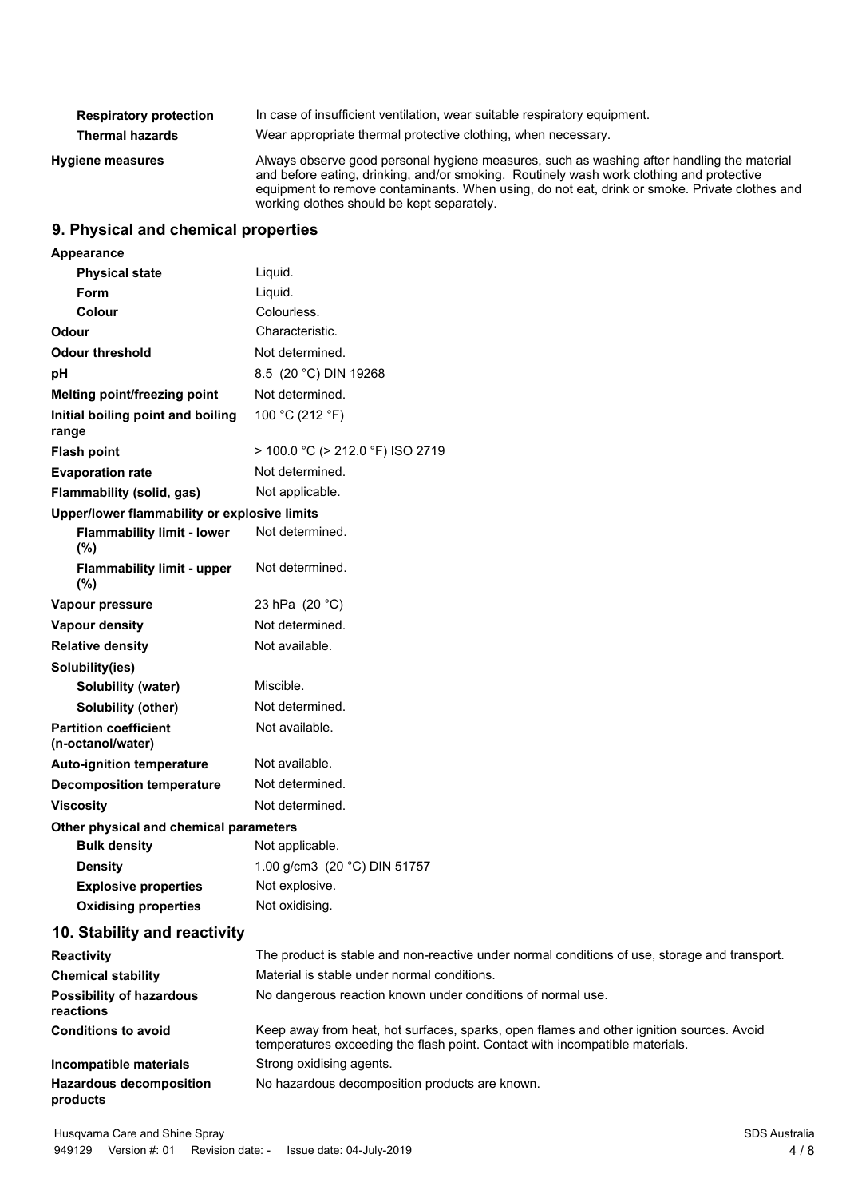| | |
|---|---|
| **Respiratory protection** | In case of insufficient ventilation, wear suitable respiratory equipment. |
| **Thermal hazards** | Wear appropriate thermal protective clothing, when necessary. |
| **Hygiene measures** | Always observe good personal hygiene measures, such as washing after handling the material and before eating, drinking, and/or smoking. Routinely wash work clothing and protective equipment to remove contaminants. When using, do not eat, drink or smoke. Private clothes and working clothes should be kept separately. |

## 9. Physical and chemical properties

| | |
|---|---|
| **Appearance** | |
| **Physical state** | Liquid. |
| **Form** | Liquid. |
| **Colour** | Colourless. |
| **Odour** | Characteristic. |
| **Odour threshold** | Not determined. |
| **pH** | 8.5 (20 °C) DIN 19268 |
| **Melting point/freezing point** | Not determined. |
| **Initial boiling point and boiling range** | 100 °C (212 °F) |
| **Flash point** | > 100.0 °C (> 212.0 °F) ISO 2719 |
| **Evaporation rate** | Not determined. |
| **Flammability (solid, gas)** | Not applicable. |
| **Upper/lower flammability or explosive limits** | |
| **Flammability limit - lower (%)** | Not determined. |
| **Flammability limit - upper (%)** | Not determined. |
| **Vapour pressure** | 23 hPa (20 °C) |
| **Vapour density** | Not determined. |
| **Relative density** | Not available. |
| **Solubility(ies)** | |
| **Solubility (water)** | Miscible. |
| **Solubility (other)** | Not determined. |
| **Partition coefficient (n-octanol/water)** | Not available. |
| **Auto-ignition temperature** | Not available. |
| **Decomposition temperature** | Not determined. |
| **Viscosity** | Not determined. |
| **Other physical and chemical parameters** | |
| **Bulk density** | Not applicable. |
| **Density** | 1.00 g/cm3 (20 °C) DIN 51757 |
| **Explosive properties** | Not explosive. |
| **Oxidising properties** | Not oxidising. |

## 10. Stability and reactivity

| | |
|---|---|
| **Reactivity** | The product is stable and non-reactive under normal conditions of use, storage and transport. |
| **Chemical stability** | Material is stable under normal conditions. |
| **Possibility of hazardous reactions** | No dangerous reaction known under conditions of normal use. |
| **Conditions to avoid** | Keep away from heat, hot surfaces, sparks, open flames and other ignition sources. Avoid temperatures exceeding the flash point. Contact with incompatible materials. |
| **Incompatible materials** | Strong oxidising agents. |
| **Hazardous decomposition products** | No hazardous decomposition products are known. |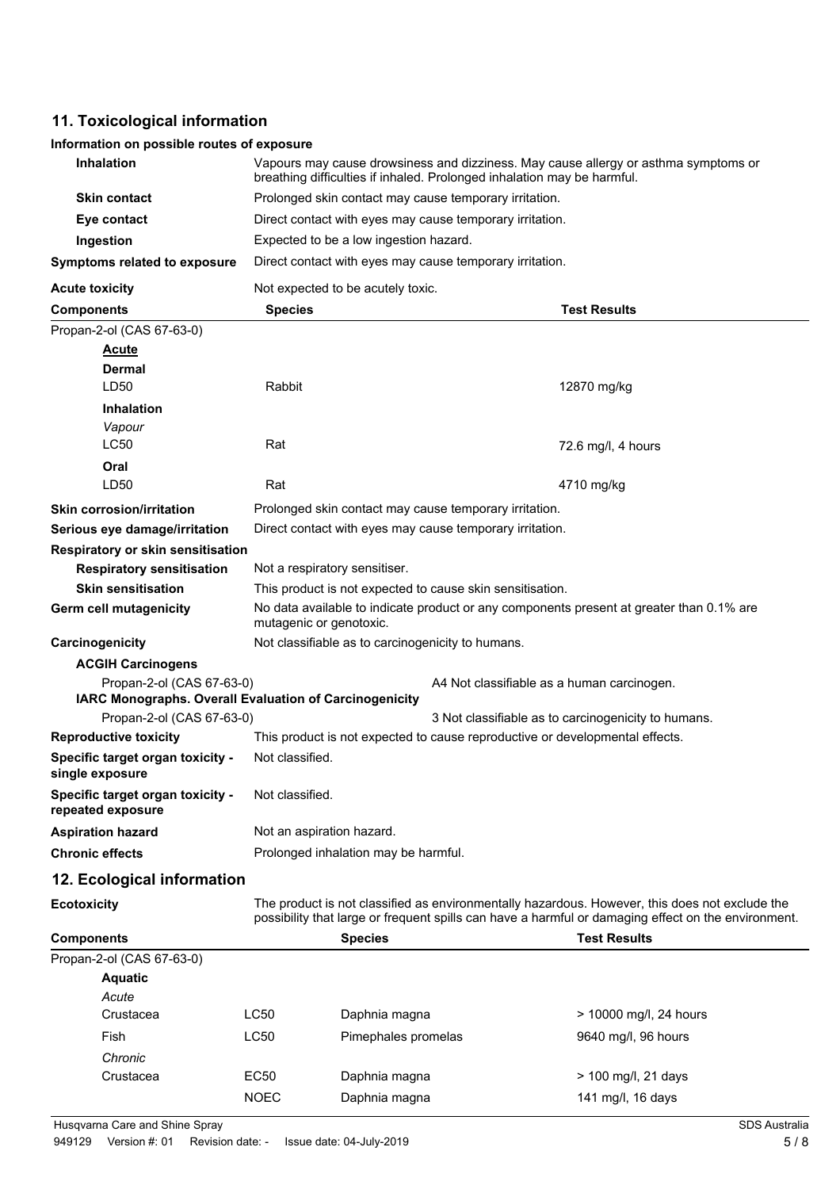## 11. Toxicological information

**Information on possible routes of exposure**

| | |
|---|---|
| **Inhalation** | Vapours may cause drowsiness and dizziness. May cause allergy or asthma symptoms or breathing difficulties if inhaled. Prolonged inhalation may be harmful. |
| **Skin contact** | Prolonged skin contact may cause temporary irritation. |
| **Eye contact** | Direct contact with eyes may cause temporary irritation. |
| **Ingestion** | Expected to be a low ingestion hazard. |
| **Symptoms related to exposure** | Direct contact with eyes may cause temporary irritation. |
| **Acute toxicity** | Not expected to be acutely toxic. |

| Components | Species | Test Results |
|---|---|---|
| Propan-2-ol (CAS 67-63-0) | | |
| **Acute** | | |
| **Dermal** | | |
| LD50 | Rabbit | 12870 mg/kg |
| **Inhalation** | | |
| *Vapour* | | |
| LC50 | Rat | 72.6 mg/l, 4 hours |
| **Oral** | | |
| LD50 | Rat | 4710 mg/kg |

| | |
|---|---|
| **Skin corrosion/irritation** | Prolonged skin contact may cause temporary irritation. |
| **Serious eye damage/irritation** | Direct contact with eyes may cause temporary irritation. |
| **Respiratory or skin sensitisation** | |
| **Respiratory sensitisation** | Not a respiratory sensitiser. |
| **Skin sensitisation** | This product is not expected to cause skin sensitisation. |
| **Germ cell mutagenicity** | No data available to indicate product or any components present at greater than 0.1% are mutagenic or genotoxic. |
| **Carcinogenicity** | Not classifiable as to carcinogenicity to humans. |

**ACGIH Carcinogens**

| | |
|---|---|
| Propan-2-ol (CAS 67-63-0) | A4 Not classifiable as a human carcinogen. |

**IARC Monographs. Overall Evaluation of Carcinogenicity**

| | |
|---|---|
| Propan-2-ol (CAS 67-63-0) | 3 Not classifiable as to carcinogenicity to humans. |

| | |
|---|---|
| **Reproductive toxicity** | This product is not expected to cause reproductive or developmental effects. |
| **Specific target organ toxicity - single exposure** | Not classified. |
| **Specific target organ toxicity - repeated exposure** | Not classified. |
| **Aspiration hazard** | Not an aspiration hazard. |
| **Chronic effects** | Prolonged inhalation may be harmful. |

## 12. Ecological information

**Ecotoxicity** The product is not classified as environmentally hazardous. However, this does not exclude the possibility that large or frequent spills can have a harmful or damaging effect on the environment.

| Components | | Species | Test Results |
|---|---|---|---|
| Propan-2-ol (CAS 67-63-0) | | | |
| **Aquatic** | | | |
| *Acute* | | | |
| Crustacea | LC50 | Daphnia magna | > 10000 mg/l, 24 hours |
| Fish | LC50 | Pimephales promelas | 9640 mg/l, 96 hours |
| *Chronic* | | | |
| Crustacea | EC50 | Daphnia magna | > 100 mg/l, 21 days |
| | NOEC | Daphnia magna | 141 mg/l, 16 days |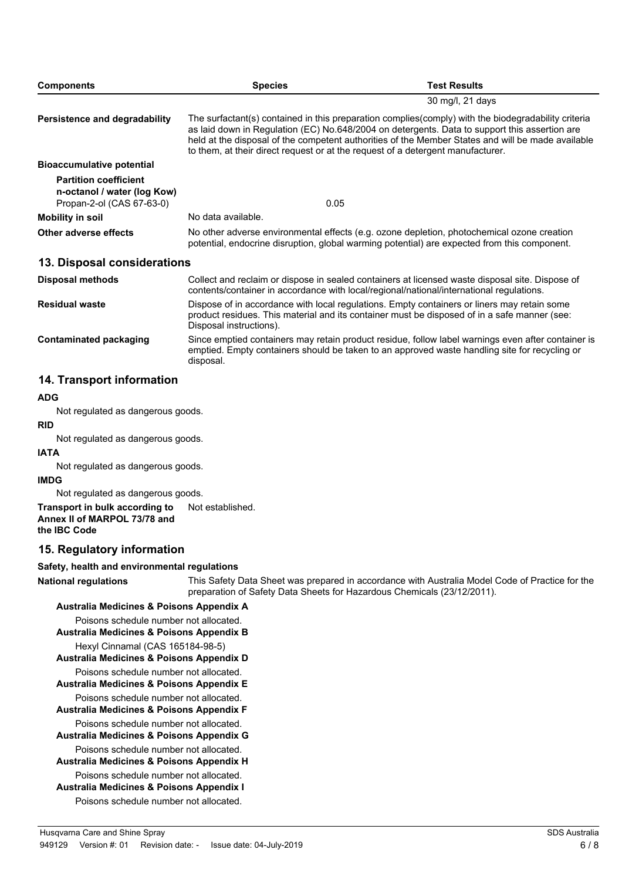| Components | Species | Test Results |
|---|---|---|
| | | 30 mg/l, 21 days |

**Persistence and degradability**

The surfactant(s) contained in this preparation complies(comply) with the biodegradability criteria as laid down in Regulation (EC) No.648/2004 on detergents. Data to support this assertion are held at the disposal of the competent authorities of the Member States and will be made available to them, at their direct request or at the request of a detergent manufacturer.

**Bioaccumulative potential**

**Partition coefficient n-octanol / water (log Kow)**

| | |
|---|---|
| Propan-2-ol (CAS 67-63-0) | 0.05 |

**Mobility in soil**

No data available.

**Other adverse effects**

No other adverse environmental effects (e.g. ozone depletion, photochemical ozone creation potential, endocrine disruption, global warming potential) are expected from this component.

## 13. Disposal considerations

**Disposal methods**

Collect and reclaim or dispose in sealed containers at licensed waste disposal site. Dispose of contents/container in accordance with local/regional/national/international regulations.

**Residual waste**

Dispose of in accordance with local regulations. Empty containers or liners may retain some product residues. This material and its container must be disposed of in a safe manner (see: Disposal instructions).

**Contaminated packaging**

Since emptied containers may retain product residue, follow label warnings even after container is emptied. Empty containers should be taken to an approved waste handling site for recycling or disposal.

## 14. Transport information

**ADG**

Not regulated as dangerous goods.

**RID**

Not regulated as dangerous goods.

**IATA**

Not regulated as dangerous goods.

**IMDG**

Not regulated as dangerous goods.

**Transport in bulk according to Annex II of MARPOL 73/78 and the IBC Code**

Not established.

## 15. Regulatory information

**Safety, health and environmental regulations**

**National regulations**

This Safety Data Sheet was prepared in accordance with Australia Model Code of Practice for the preparation of Safety Data Sheets for Hazardous Chemicals (23/12/2011).

**Australia Medicines & Poisons Appendix A**

Poisons schedule number not allocated.

**Australia Medicines & Poisons Appendix B**

Hexyl Cinnamal (CAS 165184-98-5)

**Australia Medicines & Poisons Appendix D**

Poisons schedule number not allocated.

**Australia Medicines & Poisons Appendix E**

Poisons schedule number not allocated.

**Australia Medicines & Poisons Appendix F**

Poisons schedule number not allocated.

**Australia Medicines & Poisons Appendix G**

Poisons schedule number not allocated.

**Australia Medicines & Poisons Appendix H**

Poisons schedule number not allocated.

**Australia Medicines & Poisons Appendix I**

Poisons schedule number not allocated.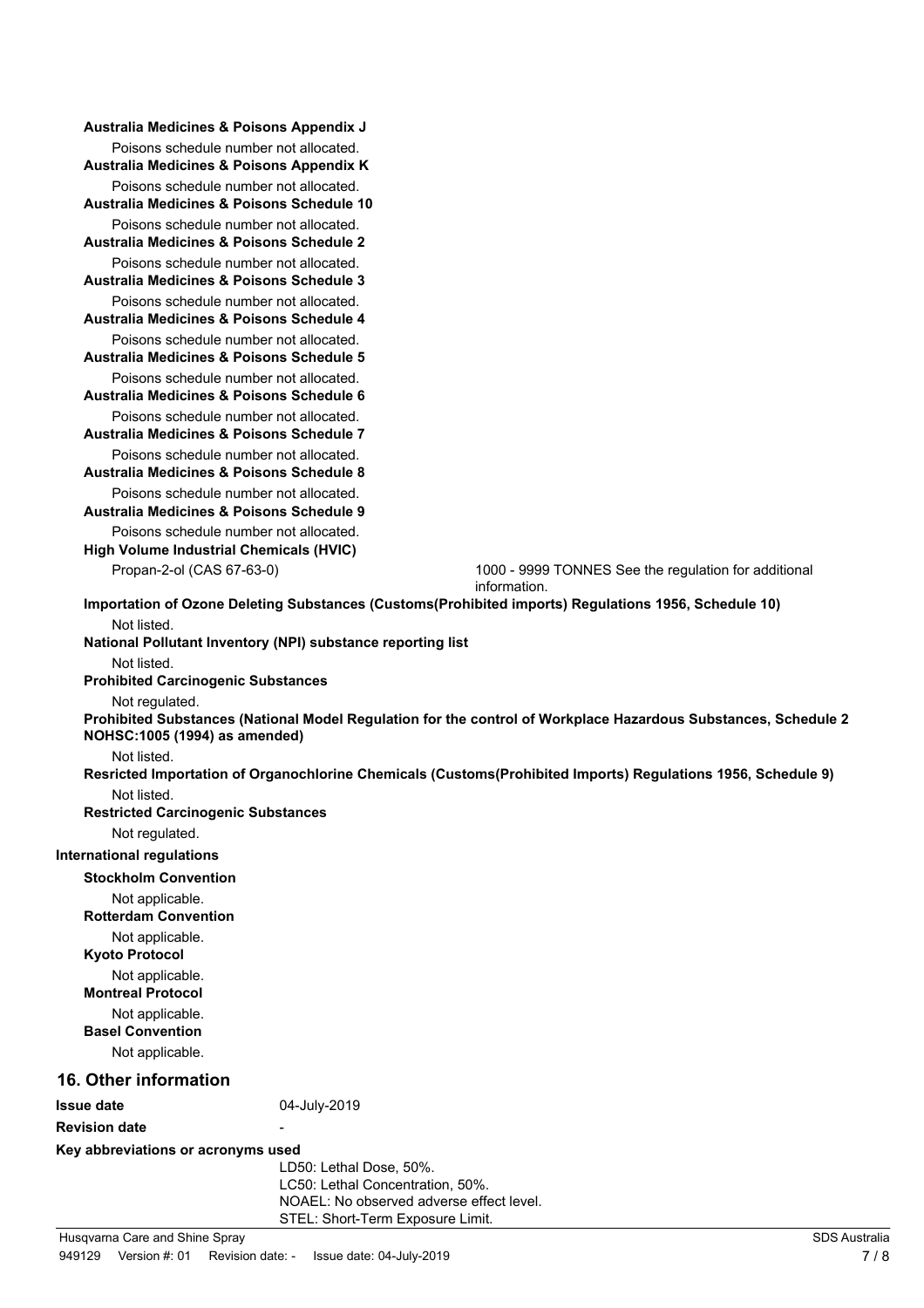**Australia Medicines & Poisons Appendix J**

Poisons schedule number not allocated.

**Australia Medicines & Poisons Appendix K**

Poisons schedule number not allocated.

**Australia Medicines & Poisons Schedule 10**

Poisons schedule number not allocated.

**Australia Medicines & Poisons Schedule 2**

Poisons schedule number not allocated.

**Australia Medicines & Poisons Schedule 3**

Poisons schedule number not allocated.

**Australia Medicines & Poisons Schedule 4**

Poisons schedule number not allocated.

**Australia Medicines & Poisons Schedule 5**

Poisons schedule number not allocated.

**Australia Medicines & Poisons Schedule 6**

Poisons schedule number not allocated.

**Australia Medicines & Poisons Schedule 7**

Poisons schedule number not allocated.

**Australia Medicines & Poisons Schedule 8**

Poisons schedule number not allocated.

**Australia Medicines & Poisons Schedule 9**

Poisons schedule number not allocated.

**High Volume Industrial Chemicals (HVIC)**

Propan-2-ol (CAS 67-63-0) 1000 - 9999 TONNES See the regulation for additional information.

**Importation of Ozone Deleting Substances (Customs(Prohibited imports) Regulations 1956, Schedule 10)**

Not listed.

**National Pollutant Inventory (NPI) substance reporting list**

Not listed.

**Prohibited Carcinogenic Substances**

Not regulated.

**Prohibited Substances (National Model Regulation for the control of Workplace Hazardous Substances, Schedule 2 NOHSC:1005 (1994) as amended)**

Not listed.

**Resricted Importation of Organochlorine Chemicals (Customs(Prohibited Imports) Regulations 1956, Schedule 9)**

Not listed.

**Restricted Carcinogenic Substances**

Not regulated.

**International regulations**

**Stockholm Convention**

Not applicable.

**Rotterdam Convention**

Not applicable.

**Kyoto Protocol**

Not applicable.

**Montreal Protocol**

Not applicable.

**Basel Convention**

Not applicable.

## 16. Other information

**Issue date** 04-July-2019

**Revision date** -

**Key abbreviations or acronyms used**

LD50: Lethal Dose, 50%.
LC50: Lethal Concentration, 50%.
NOAEL: No observed adverse effect level.
STEL: Short-Term Exposure Limit.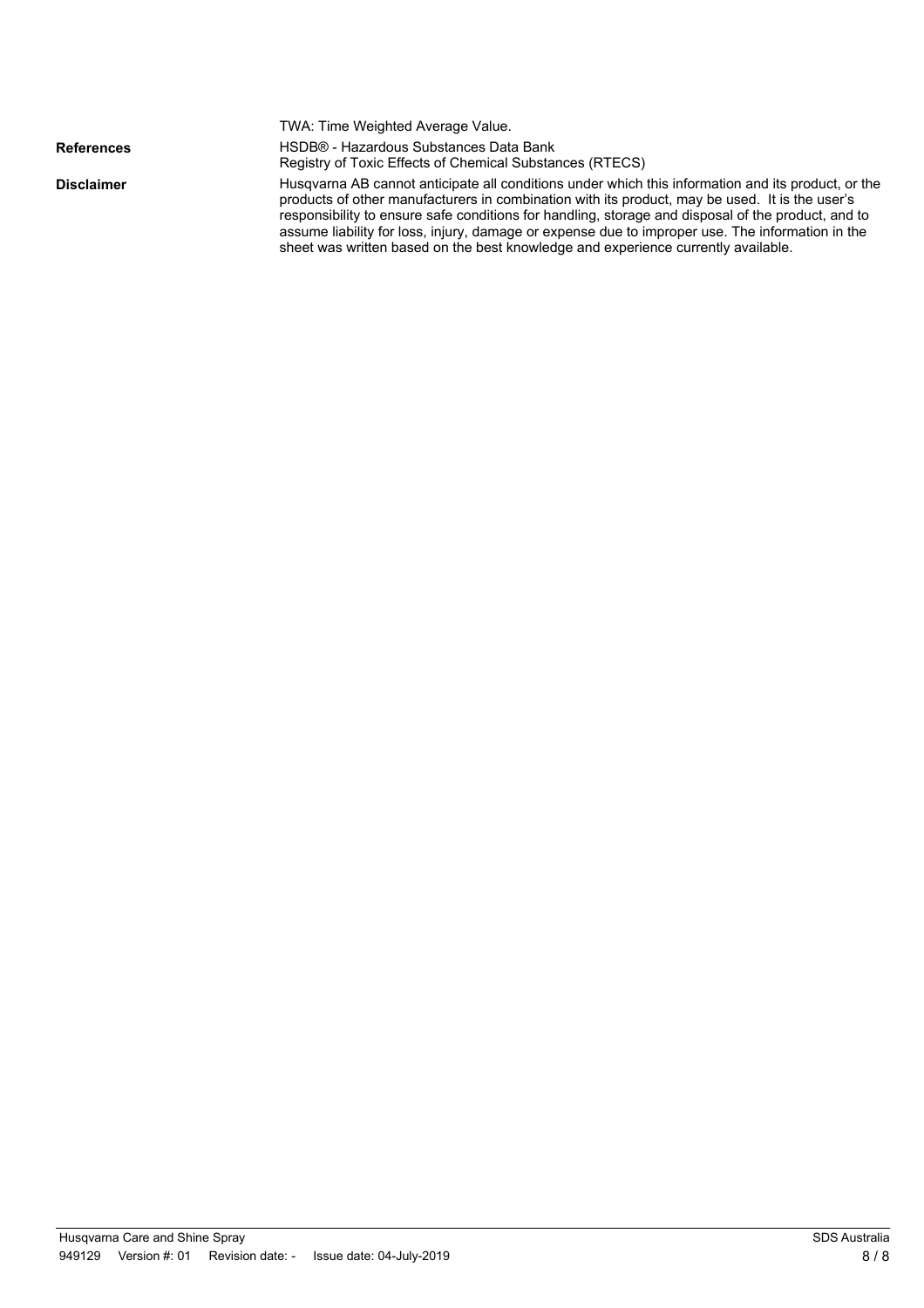TWA: Time Weighted Average Value.

**References**

HSDB® - Hazardous Substances Data Bank
Registry of Toxic Effects of Chemical Substances (RTECS)

**Disclaimer**

Husqvarna AB cannot anticipate all conditions under which this information and its product, or the products of other manufacturers in combination with its product, may be used. It is the user's responsibility to ensure safe conditions for handling, storage and disposal of the product, and to assume liability for loss, injury, damage or expense due to improper use. The information in the sheet was written based on the best knowledge and experience currently available.